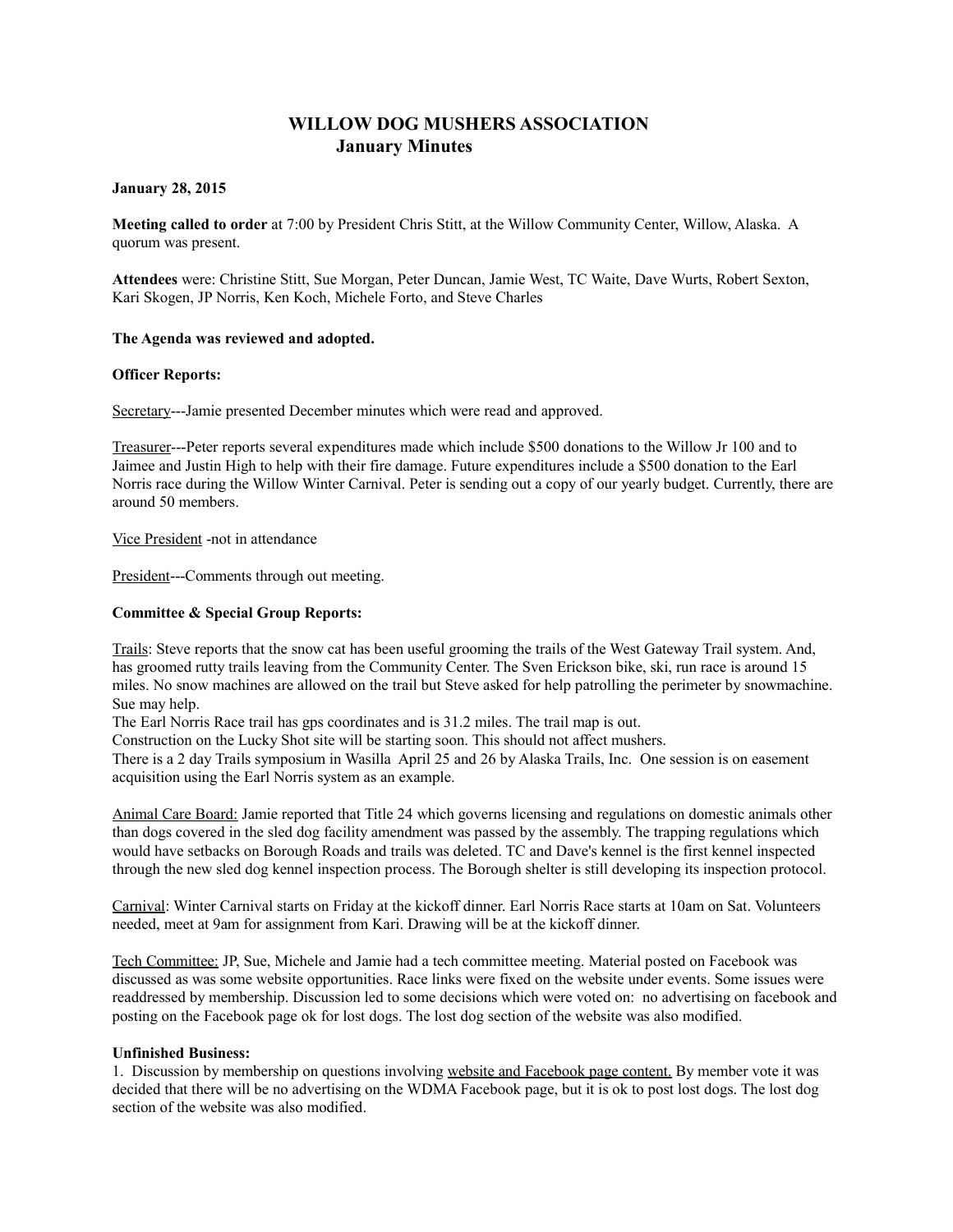# WILLOW DOG MUSHERS ASSOCIATION
## January Minutes

**January 28, 2015**

**Meeting called to order** at 7:00 by President Chris Stitt, at the Willow Community Center, Willow, Alaska. A quorum was present.

**Attendees** were: Christine Stitt, Sue Morgan, Peter Duncan, Jamie West, TC Waite, Dave Wurts, Robert Sexton, Kari Skogen, JP Norris, Ken Koch, Michele Forto, and Steve Charles

**The Agenda was reviewed and adopted.**

**Officer Reports:**

Secretary---Jamie presented December minutes which were read and approved.

Treasurer---Peter reports several expenditures made which include $500 donations to the Willow Jr 100 and to Jaimee and Justin High to help with their fire damage. Future expenditures include a $500 donation to the Earl Norris race during the Willow Winter Carnival. Peter is sending out a copy of our yearly budget. Currently, there are around 50 members.

Vice President -not in attendance

President---Comments through out meeting.

**Committee & Special Group Reports:**

Trails: Steve reports that the snow cat has been useful grooming the trails of the West Gateway Trail system. And, has groomed rutty trails leaving from the Community Center. The Sven Erickson bike, ski, run race is around 15 miles. No snow machines are allowed on the trail but Steve asked for help patrolling the perimeter by snowmachine. Sue may help.
The Earl Norris Race trail has gps coordinates and is 31.2 miles. The trail map is out.
Construction on the Lucky Shot site will be starting soon. This should not affect mushers.
There is a 2 day Trails symposium in Wasilla April 25 and 26 by Alaska Trails, Inc. One session is on easement acquisition using the Earl Norris system as an example.

Animal Care Board: Jamie reported that Title 24 which governs licensing and regulations on domestic animals other than dogs covered in the sled dog facility amendment was passed by the assembly. The trapping regulations which would have setbacks on Borough Roads and trails was deleted. TC and Dave's kennel is the first kennel inspected through the new sled dog kennel inspection process. The Borough shelter is still developing its inspection protocol.

Carnival: Winter Carnival starts on Friday at the kickoff dinner. Earl Norris Race starts at 10am on Sat. Volunteers needed, meet at 9am for assignment from Kari. Drawing will be at the kickoff dinner.

Tech Committee: JP, Sue, Michele and Jamie had a tech committee meeting. Material posted on Facebook was discussed as was some website opportunities. Race links were fixed on the website under events. Some issues were readdressed by membership. Discussion led to some decisions which were voted on: no advertising on facebook and posting on the Facebook page ok for lost dogs. The lost dog section of the website was also modified.

**Unfinished Business:**

1. Discussion by membership on questions involving website and Facebook page content. By member vote it was decided that there will be no advertising on the WDMA Facebook page, but it is ok to post lost dogs. The lost dog section of the website was also modified.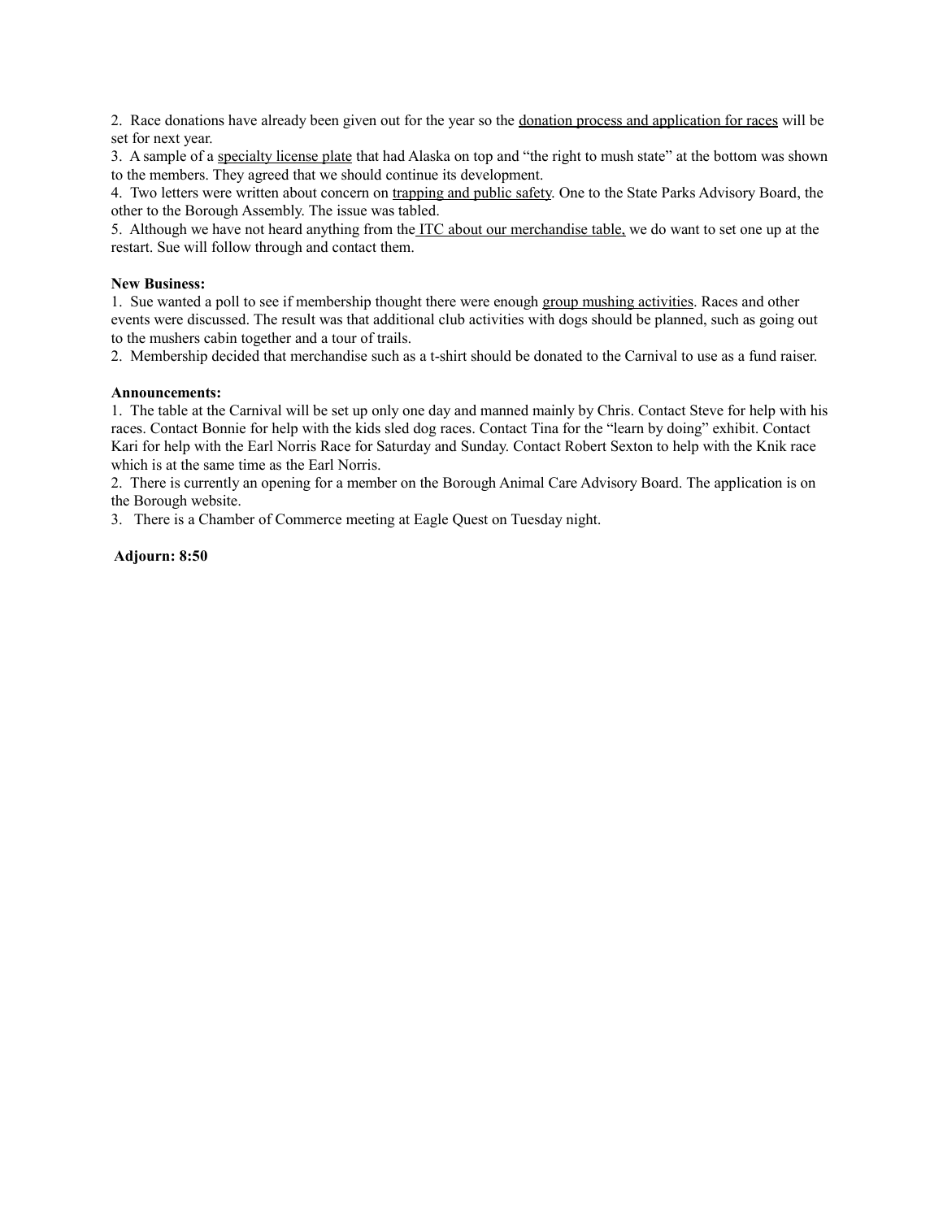2. Race donations have already been given out for the year so the donation process and application for races will be set for next year.

3. A sample of a specialty license plate that had Alaska on top and "the right to mush state" at the bottom was shown to the members. They agreed that we should continue its development.

4. Two letters were written about concern on trapping and public safety. One to the State Parks Advisory Board, the other to the Borough Assembly. The issue was tabled.

5. Although we have not heard anything from the ITC about our merchandise table, we do want to set one up at the restart. Sue will follow through and contact them.

**New Business:**

1. Sue wanted a poll to see if membership thought there were enough group mushing activities. Races and other events were discussed. The result was that additional club activities with dogs should be planned, such as going out to the mushers cabin together and a tour of trails.

2. Membership decided that merchandise such as a t-shirt should be donated to the Carnival to use as a fund raiser.

**Announcements:**

1. The table at the Carnival will be set up only one day and manned mainly by Chris. Contact Steve for help with his races. Contact Bonnie for help with the kids sled dog races. Contact Tina for the "learn by doing" exhibit. Contact Kari for help with the Earl Norris Race for Saturday and Sunday. Contact Robert Sexton to help with the Knik race which is at the same time as the Earl Norris.

2. There is currently an opening for a member on the Borough Animal Care Advisory Board. The application is on the Borough website.

3. There is a Chamber of Commerce meeting at Eagle Quest on Tuesday night.

**Adjourn: 8:50**